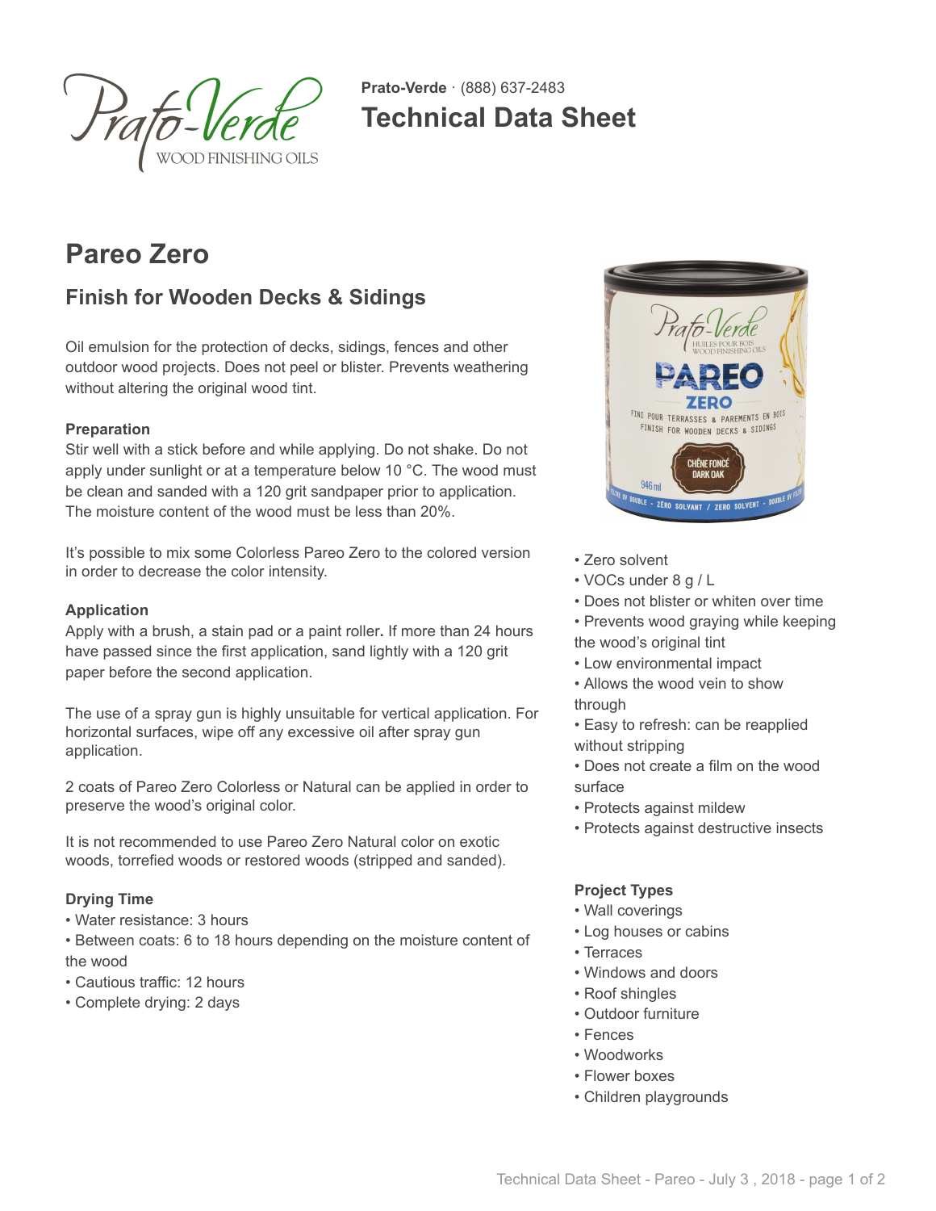**Prato-Verde** · (888) 637-2483

# Technical Data Sheet

## Pareo Zero

### Finish for Wooden Decks & Sidings

Oil emulsion for the protection of decks, sidings, fences and other outdoor wood projects. Does not peel or blister. Prevents weathering without altering the original wood tint.

**Preparation**

Stir well with a stick before and while applying. Do not shake. Do not apply under sunlight or at a temperature below 10 °C. The wood must be clean and sanded with a 120 grit sandpaper prior to application. The moisture content of the wood must be less than 20%.

It's possible to mix some Colorless Pareo Zero to the colored version in order to decrease the color intensity.

**Application**

Apply with a brush, a stain pad or a paint roller**.** If more than 24 hours have passed since the first application, sand lightly with a 120 grit paper before the second application.

The use of a spray gun is highly unsuitable for vertical application. For horizontal surfaces, wipe off any excessive oil after spray gun application.

2 coats of Pareo Zero Colorless or Natural can be applied in order to preserve the wood's original color.

It is not recommended to use Pareo Zero Natural color on exotic woods, torrefied woods or restored woods (stripped and sanded).

**Drying Time**

- Water resistance: 3 hours
- Between coats: 6 to 18 hours depending on the moisture content of the wood
- Cautious traffic: 12 hours
- Complete drying: 2 days

- Zero solvent
- VOCs under 8 g / L
- Does not blister or whiten over time
- Prevents wood graying while keeping the wood's original tint
- Low environmental impact
- Allows the wood vein to show through
- Easy to refresh: can be reapplied without stripping
- Does not create a film on the wood surface
- Protects against mildew
- Protects against destructive insects

**Project Types**

- Wall coverings
- Log houses or cabins
- Terraces
- Windows and doors
- Roof shingles
- Outdoor furniture
- Fences
- Woodworks
- Flower boxes
- Children playgrounds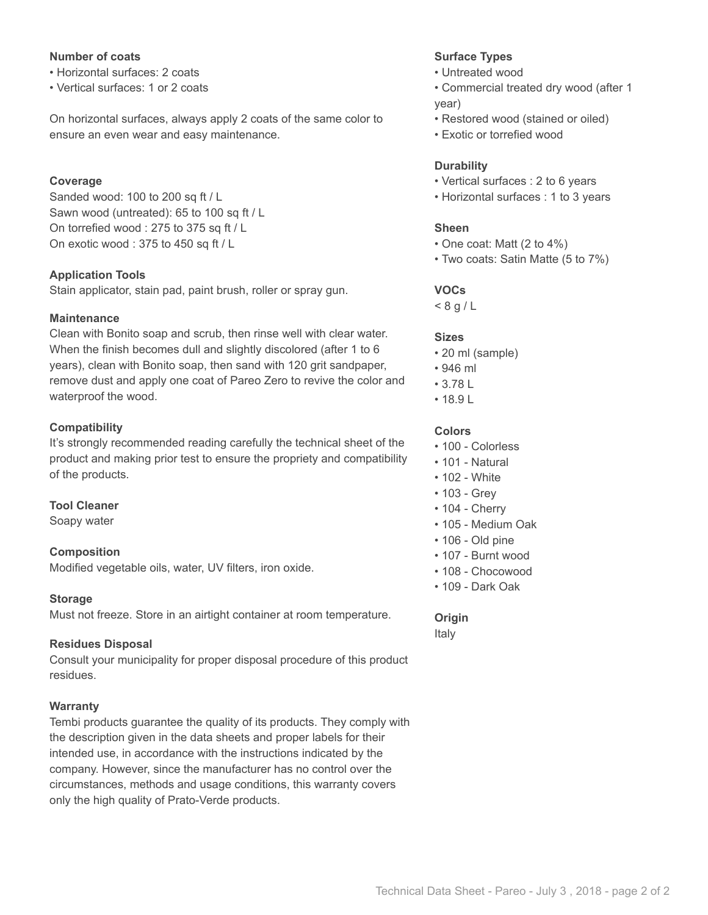**Number of coats**

- Horizontal surfaces: 2 coats
- Vertical surfaces: 1 or 2 coats

On horizontal surfaces, always apply 2 coats of the same color to ensure an even wear and easy maintenance.

**Coverage**

Sanded wood: 100 to 200 sq ft / L
Sawn wood (untreated): 65 to 100 sq ft / L
On torrefied wood : 275 to 375 sq ft / L
On exotic wood : 375 to 450 sq ft / L

**Application Tools**

Stain applicator, stain pad, paint brush, roller or spray gun.

**Maintenance**

Clean with Bonito soap and scrub, then rinse well with clear water. When the finish becomes dull and slightly discolored (after 1 to 6 years), clean with Bonito soap, then sand with 120 grit sandpaper, remove dust and apply one coat of Pareo Zero to revive the color and waterproof the wood.

**Compatibility**

It's strongly recommended reading carefully the technical sheet of the product and making prior test to ensure the propriety and compatibility of the products.

**Tool Cleaner**

Soapy water

**Composition**

Modified vegetable oils, water, UV filters, iron oxide.

**Storage**

Must not freeze. Store in an airtight container at room temperature.

**Residues Disposal**

Consult your municipality for proper disposal procedure of this product residues.

**Warranty**

Tembi products guarantee the quality of its products. They comply with the description given in the data sheets and proper labels for their intended use, in accordance with the instructions indicated by the company. However, since the manufacturer has no control over the circumstances, methods and usage conditions, this warranty covers only the high quality of Prato-Verde products.

**Surface Types**

- Untreated wood
- Commercial treated dry wood (after 1 year)
- Restored wood (stained or oiled)
- Exotic or torrefied wood

**Durability**

- Vertical surfaces : 2 to 6 years
- Horizontal surfaces : 1 to 3 years

**Sheen**

- One coat: Matt (2 to 4%)
- Two coats: Satin Matte (5 to 7%)

**VOCs**

< 8 g / L

**Sizes**

- 20 ml (sample)
- 946 ml
- 3.78 L
- 18.9 L

**Colors**

- 100 - Colorless
- 101 - Natural
- 102 - White
- 103 - Grey
- 104 - Cherry
- 105 - Medium Oak
- 106 - Old pine
- 107 - Burnt wood
- 108 - Chocowood
- 109 - Dark Oak

**Origin**

Italy